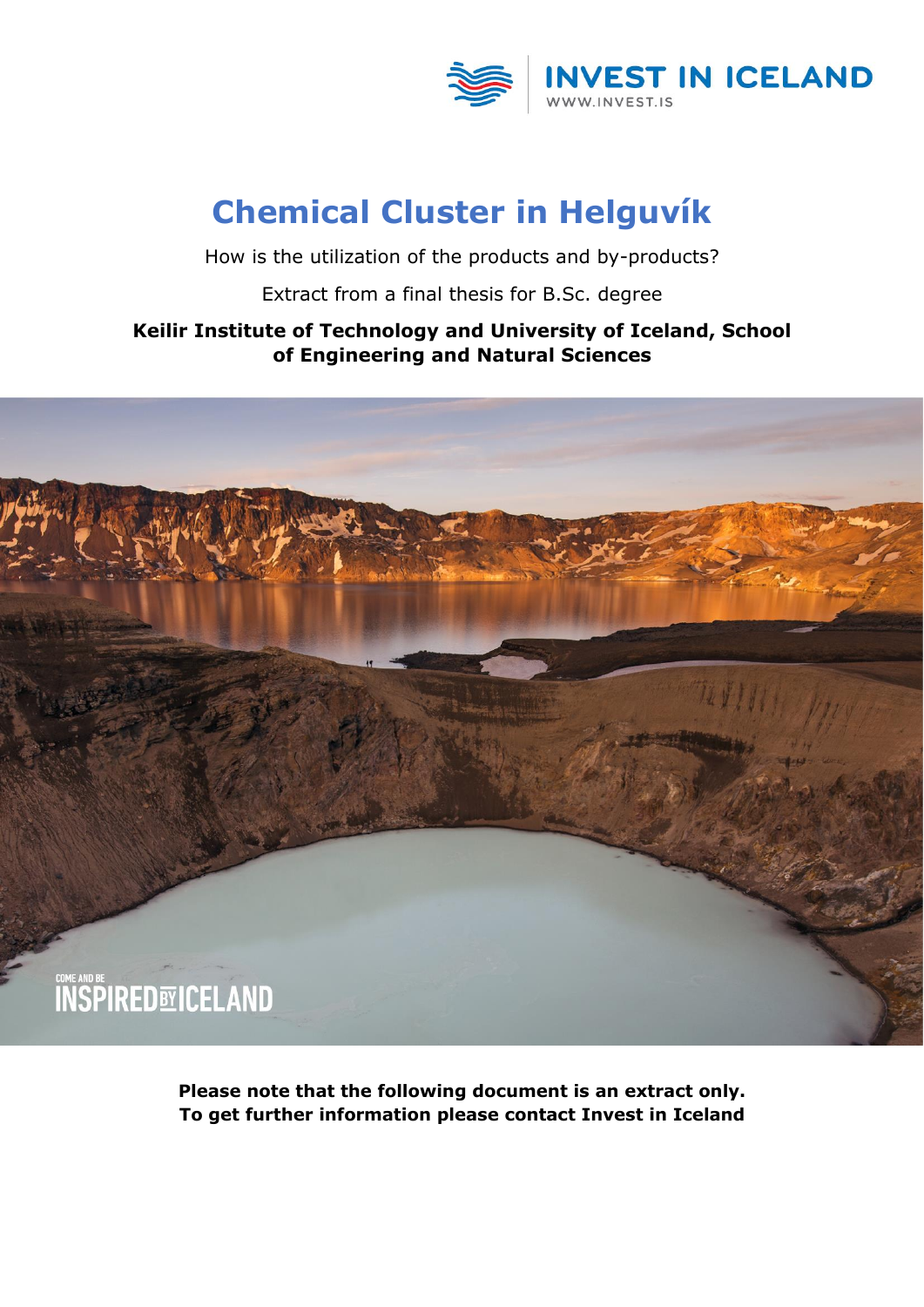INVEST IN ICELAND
WWW.INVEST.IS

# Chemical Cluster in Helguvík

How is the utilization of the products and by-products?

Extract from a final thesis for B.Sc. degree

**Keilir Institute of Technology and University of Iceland, School of Engineering and Natural Sciences**

**Please note that the following document is an extract only. To get further information please contact Invest in Iceland**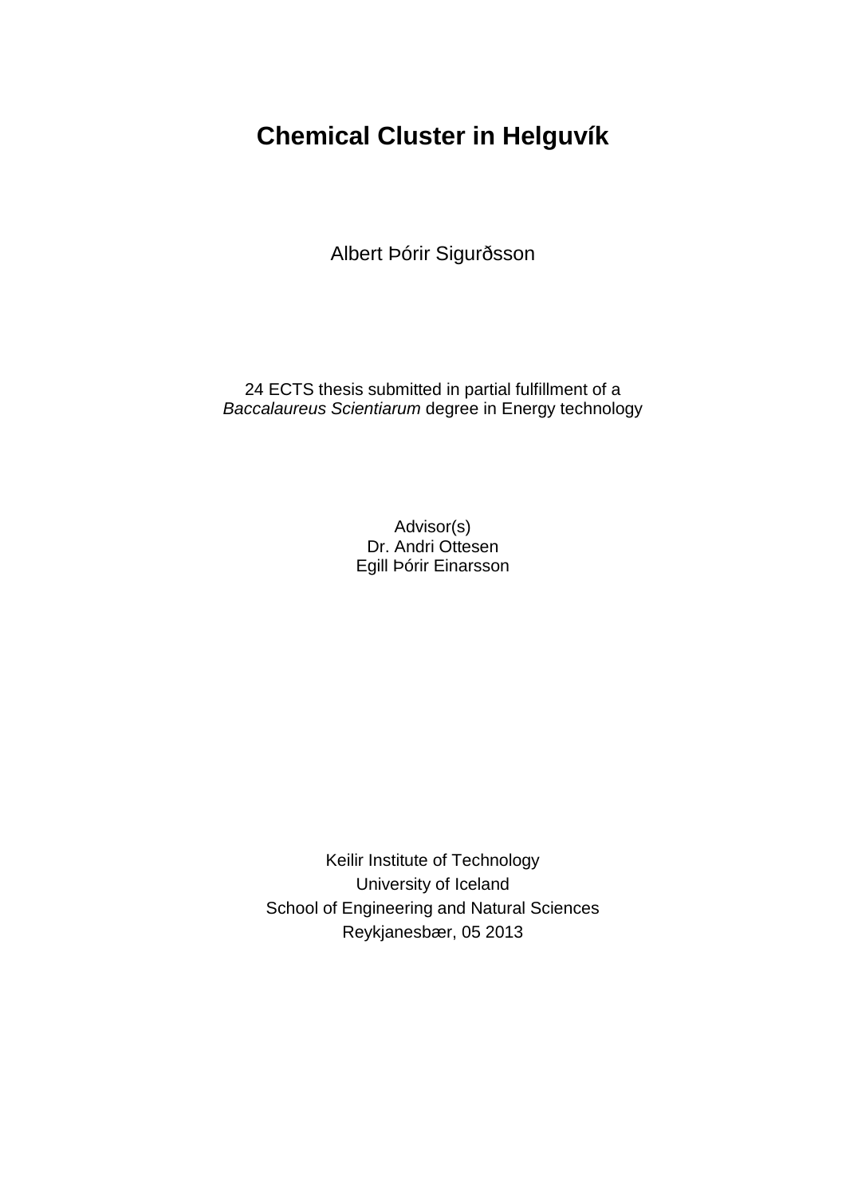# Chemical Cluster in Helguvík

Albert Þórir Sigurðsson

24 ECTS thesis submitted in partial fulfillment of a
*Baccalaureus Scientiarum* degree in Energy technology

Advisor(s)
Dr. Andri Ottesen
Egill Þórir Einarsson

Keilir Institute of Technology
University of Iceland
School of Engineering and Natural Sciences
Reykjanesbær, 05 2013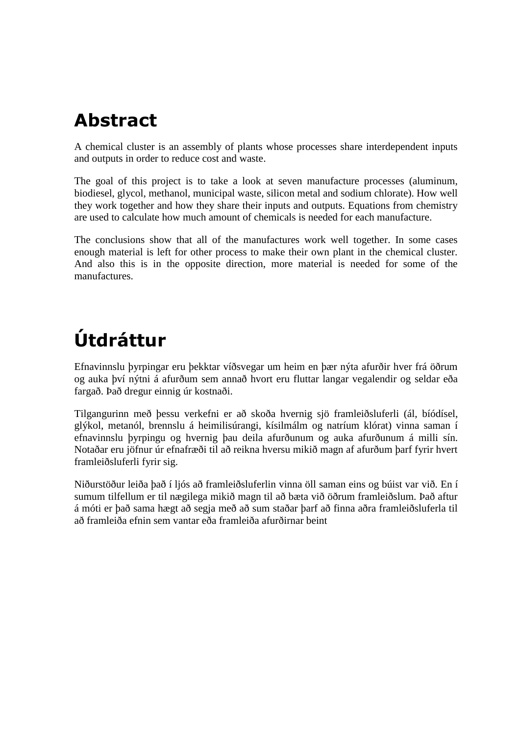# Abstract

A chemical cluster is an assembly of plants whose processes share interdependent inputs and outputs in order to reduce cost and waste.

The goal of this project is to take a look at seven manufacture processes (aluminum, biodiesel, glycol, methanol, municipal waste, silicon metal and sodium chlorate). How well they work together and how they share their inputs and outputs. Equations from chemistry are used to calculate how much amount of chemicals is needed for each manufacture.

The conclusions show that all of the manufactures work well together. In some cases enough material is left for other process to make their own plant in the chemical cluster. And also this is in the opposite direction, more material is needed for some of the manufactures.

# Útdráttur

Efnavinnslu þyrpingar eru þekktar víðsvegar um heim en þær nýta afurðir hver frá öðrum og auka því nýtni á afurðum sem annað hvort eru fluttar langar vegalendir og seldar eða fargað. Það dregur einnig úr kostnaði.

Tilgangurinn með þessu verkefni er að skoða hvernig sjö framleiðsluferli (ál, bíódísel, glýkol, metanól, brennslu á heimilisúrangi, kísilmálm og natríum klórat) vinna saman í efnavinnslu þyrpingu og hvernig þau deila afurðunum og auka afurðunum á milli sín. Notaðar eru jöfnur úr efnafræði til að reikna hversu mikið magn af afurðum þarf fyrir hvert framleiðsluferli fyrir sig.

Niðurstöður leiða það í ljós að framleiðsluferlin vinna öll saman eins og búist var við. En í sumum tilfellum er til nægilega mikið magn til að bæta við öðrum framleiðslum. Það aftur á móti er það sama hægt að segja með að sum staðar þarf að finna aðra framleiðsluferla til að framleiða efnin sem vantar eða framleiða afurðirnar beint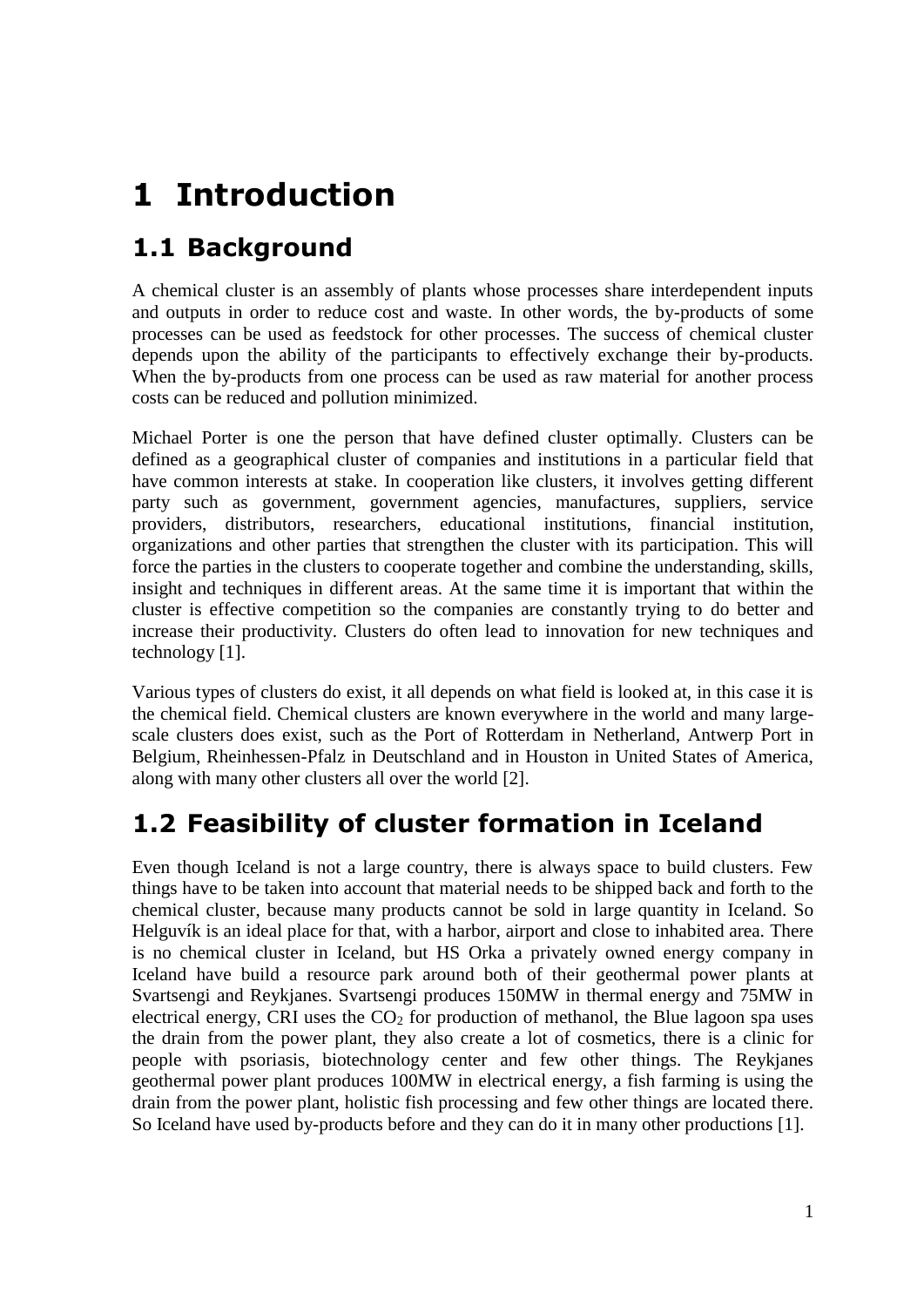# 1 Introduction

## 1.1 Background

A chemical cluster is an assembly of plants whose processes share interdependent inputs and outputs in order to reduce cost and waste. In other words, the by-products of some processes can be used as feedstock for other processes. The success of chemical cluster depends upon the ability of the participants to effectively exchange their by-products. When the by-products from one process can be used as raw material for another process costs can be reduced and pollution minimized.

Michael Porter is one the person that have defined cluster optimally. Clusters can be defined as a geographical cluster of companies and institutions in a particular field that have common interests at stake. In cooperation like clusters, it involves getting different party such as government, government agencies, manufactures, suppliers, service providers, distributors, researchers, educational institutions, financial institution, organizations and other parties that strengthen the cluster with its participation. This will force the parties in the clusters to cooperate together and combine the understanding, skills, insight and techniques in different areas. At the same time it is important that within the cluster is effective competition so the companies are constantly trying to do better and increase their productivity. Clusters do often lead to innovation for new techniques and technology [1].

Various types of clusters do exist, it all depends on what field is looked at, in this case it is the chemical field. Chemical clusters are known everywhere in the world and many large-scale clusters does exist, such as the Port of Rotterdam in Netherland, Antwerp Port in Belgium, Rheinhessen-Pfalz in Deutschland and in Houston in United States of America, along with many other clusters all over the world [2].

## 1.2 Feasibility of cluster formation in Iceland

Even though Iceland is not a large country, there is always space to build clusters. Few things have to be taken into account that material needs to be shipped back and forth to the chemical cluster, because many products cannot be sold in large quantity in Iceland. So Helguvík is an ideal place for that, with a harbor, airport and close to inhabited area. There is no chemical cluster in Iceland, but HS Orka a privately owned energy company in Iceland have build a resource park around both of their geothermal power plants at Svartsengi and Reykjanes. Svartsengi produces 150MW in thermal energy and 75MW in electrical energy, CRI uses the $CO_2$ for production of methanol, the Blue lagoon spa uses the drain from the power plant, they also create a lot of cosmetics, there is a clinic for people with psoriasis, biotechnology center and few other things. The Reykjanes geothermal power plant produces 100MW in electrical energy, a fish farming is using the drain from the power plant, holistic fish processing and few other things are located there. So Iceland have used by-products before and they can do it in many other productions [1].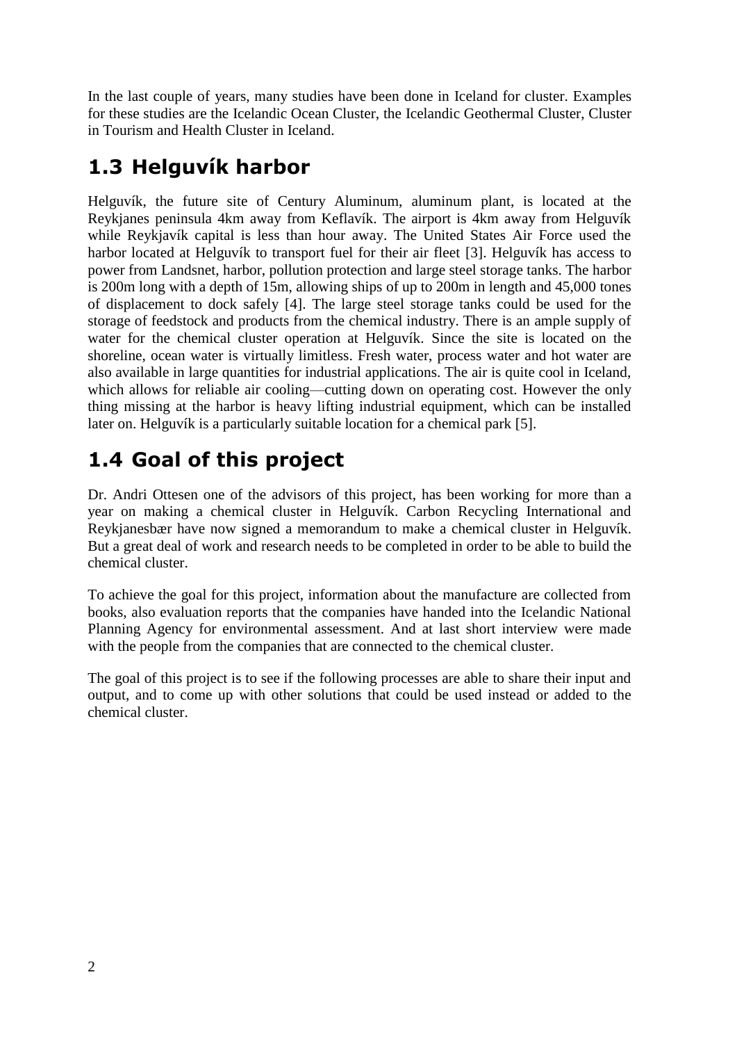In the last couple of years, many studies have been done in Iceland for cluster. Examples for these studies are the Icelandic Ocean Cluster, the Icelandic Geothermal Cluster, Cluster in Tourism and Health Cluster in Iceland.

## 1.3 Helguvík harbor

Helguvík, the future site of Century Aluminum, aluminum plant, is located at the Reykjanes peninsula 4km away from Keflavík. The airport is 4km away from Helguvík while Reykjavík capital is less than hour away. The United States Air Force used the harbor located at Helguvík to transport fuel for their air fleet [3]. Helguvík has access to power from Landsnet, harbor, pollution protection and large steel storage tanks. The harbor is 200m long with a depth of 15m, allowing ships of up to 200m in length and 45,000 tones of displacement to dock safely [4]. The large steel storage tanks could be used for the storage of feedstock and products from the chemical industry. There is an ample supply of water for the chemical cluster operation at Helguvík. Since the site is located on the shoreline, ocean water is virtually limitless. Fresh water, process water and hot water are also available in large quantities for industrial applications. The air is quite cool in Iceland, which allows for reliable air cooling—cutting down on operating cost. However the only thing missing at the harbor is heavy lifting industrial equipment, which can be installed later on. Helguvík is a particularly suitable location for a chemical park [5].

## 1.4 Goal of this project

Dr. Andri Ottesen one of the advisors of this project, has been working for more than a year on making a chemical cluster in Helguvík. Carbon Recycling International and Reykjanesbær have now signed a memorandum to make a chemical cluster in Helguvík. But a great deal of work and research needs to be completed in order to be able to build the chemical cluster.

To achieve the goal for this project, information about the manufacture are collected from books, also evaluation reports that the companies have handed into the Icelandic National Planning Agency for environmental assessment. And at last short interview were made with the people from the companies that are connected to the chemical cluster.

The goal of this project is to see if the following processes are able to share their input and output, and to come up with other solutions that could be used instead or added to the chemical cluster.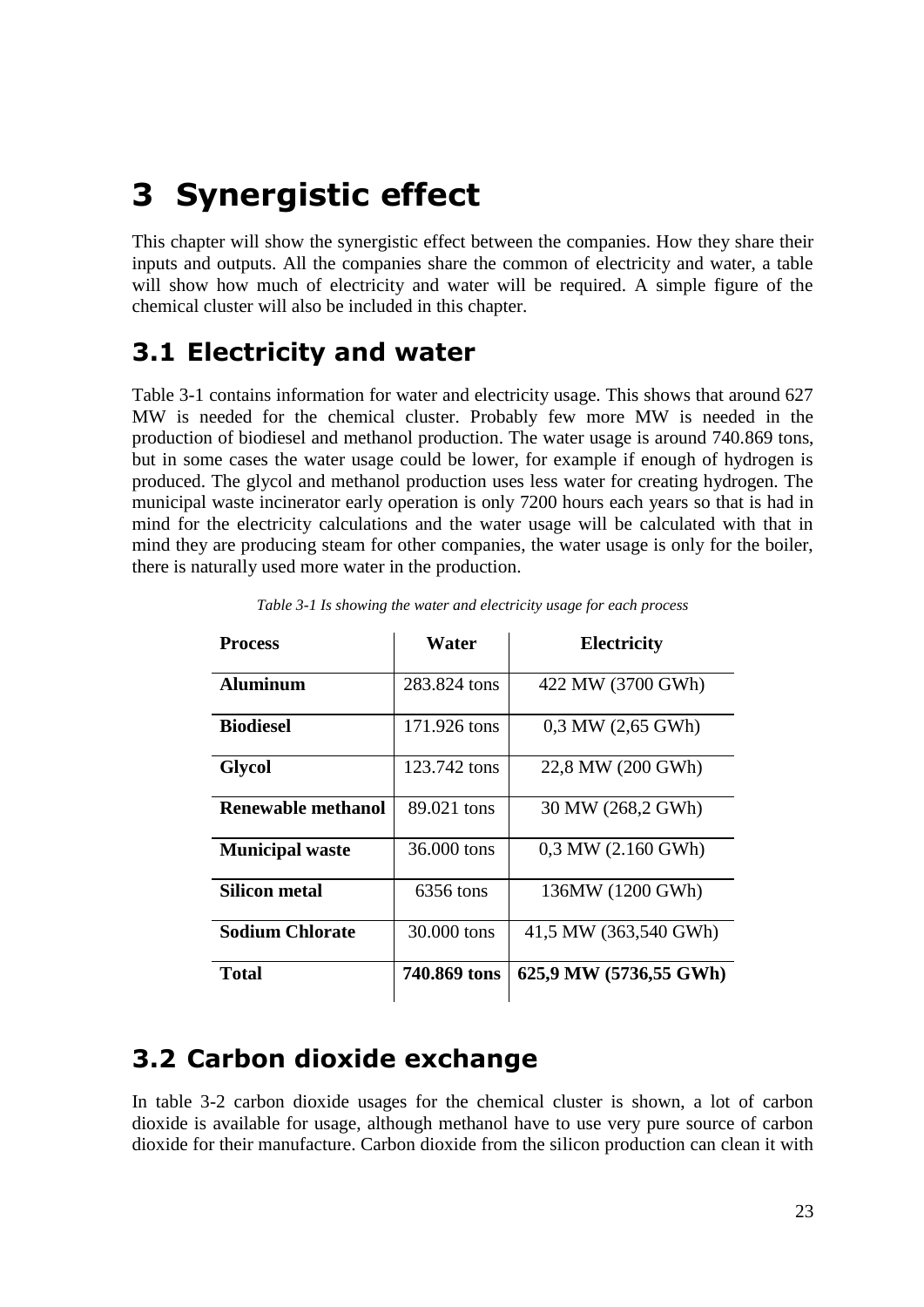# 3 Synergistic effect

This chapter will show the synergistic effect between the companies. How they share their inputs and outputs. All the companies share the common of electricity and water, a table will show how much of electricity and water will be required. A simple figure of the chemical cluster will also be included in this chapter.

## 3.1 Electricity and water

Table 3-1 contains information for water and electricity usage. This shows that around 627 MW is needed for the chemical cluster. Probably few more MW is needed in the production of biodiesel and methanol production. The water usage is around 740.869 tons, but in some cases the water usage could be lower, for example if enough of hydrogen is produced. The glycol and methanol production uses less water for creating hydrogen. The municipal waste incinerator early operation is only 7200 hours each years so that is had in mind for the electricity calculations and the water usage will be calculated with that in mind they are producing steam for other companies, the water usage is only for the boiler, there is naturally used more water in the production.

*Table 3-1 Is showing the water and electricity usage for each process*

| Process | Water | Electricity |
|---|---|---|
| **Aluminum** | 283.824 tons | 422 MW (3700 GWh) |
| **Biodiesel** | 171.926 tons | 0,3 MW (2,65 GWh) |
| **Glycol** | 123.742 tons | 22,8 MW (200 GWh) |
| **Renewable methanol** | 89.021 tons | 30 MW (268,2 GWh) |
| **Municipal waste** | 36.000 tons | 0,3 MW (2.160 GWh) |
| **Silicon metal** | 6356 tons | 136MW (1200 GWh) |
| **Sodium Chlorate** | 30.000 tons | 41,5 MW (363,540 GWh) |
| **Total** | **740.869 tons** | **625,9 MW (5736,55 GWh)** |

## 3.2 Carbon dioxide exchange

In table 3-2 carbon dioxide usages for the chemical cluster is shown, a lot of carbon dioxide is available for usage, although methanol have to use very pure source of carbon dioxide for their manufacture. Carbon dioxide from the silicon production can clean it with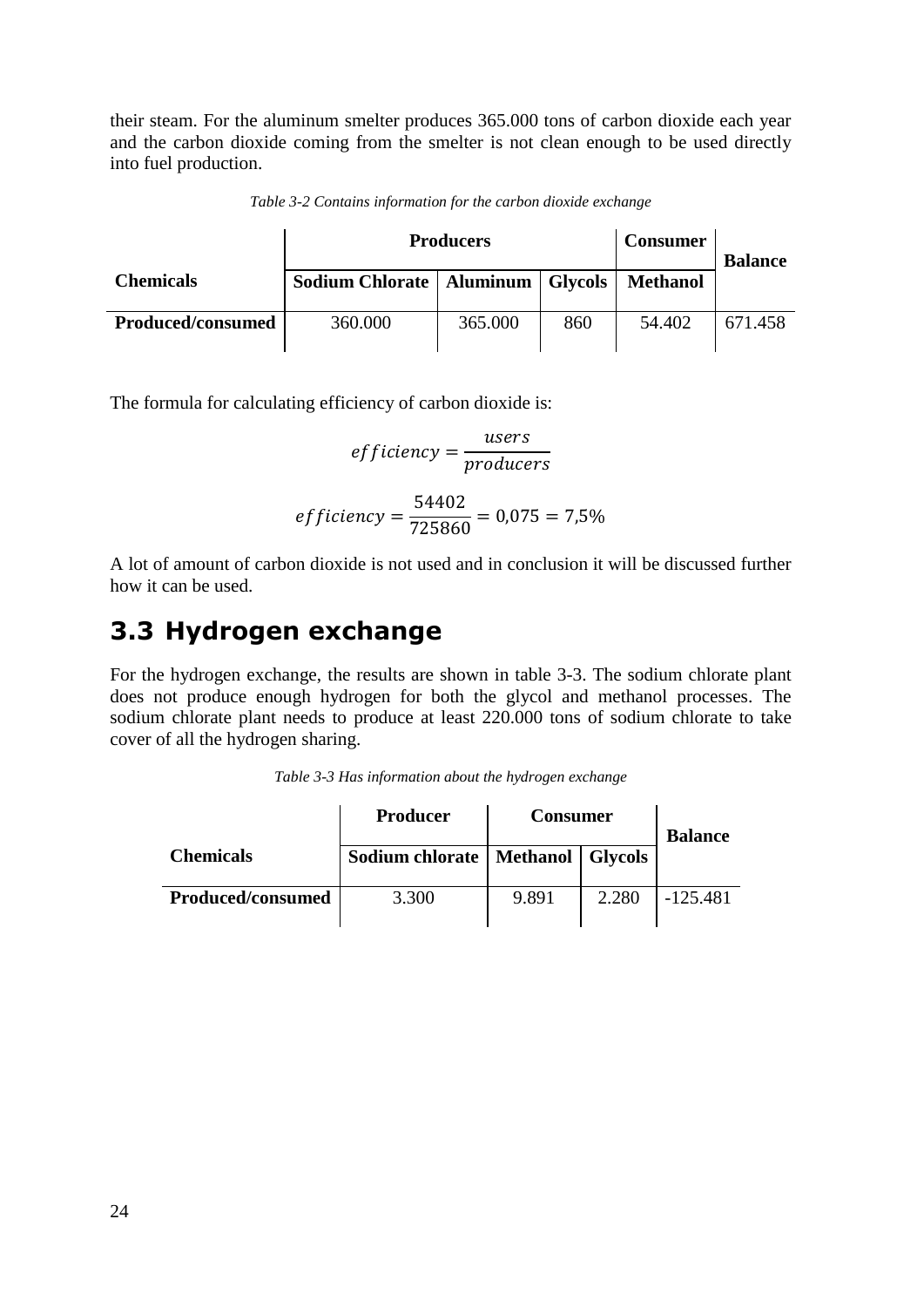their steam. For the aluminum smelter produces 365.000 tons of carbon dioxide each year and the carbon dioxide coming from the smelter is not clean enough to be used directly into fuel production.

*Table 3-2 Contains information for the carbon dioxide exchange*

| | Producers | | | Consumer | Balance |
|---|---|---|---|---|---|
| **Chemicals** | **Sodium Chlorate** | **Aluminum** | **Glycols** | **Methanol** | |
| **Produced/consumed** | 360.000 | 365.000 | 860 | 54.402 | 671.458 |

The formula for calculating efficiency of carbon dioxide is:

$$efficiency = \frac{users}{producers}$$

$$efficiency = \frac{54402}{725860} = 0{,}075 = 7{,}5\%$$

A lot of amount of carbon dioxide is not used and in conclusion it will be discussed further how it can be used.

## 3.3 Hydrogen exchange

For the hydrogen exchange, the results are shown in table 3-3. The sodium chlorate plant does not produce enough hydrogen for both the glycol and methanol processes. The sodium chlorate plant needs to produce at least 220.000 tons of sodium chlorate to take cover of all the hydrogen sharing.

*Table 3-3 Has information about the hydrogen exchange*

| | Producer | Consumer | | Balance |
|---|---|---|---|---|
| **Chemicals** | **Sodium chlorate** | **Methanol** | **Glycols** | |
| **Produced/consumed** | 3.300 | 9.891 | 2.280 | -125.481 |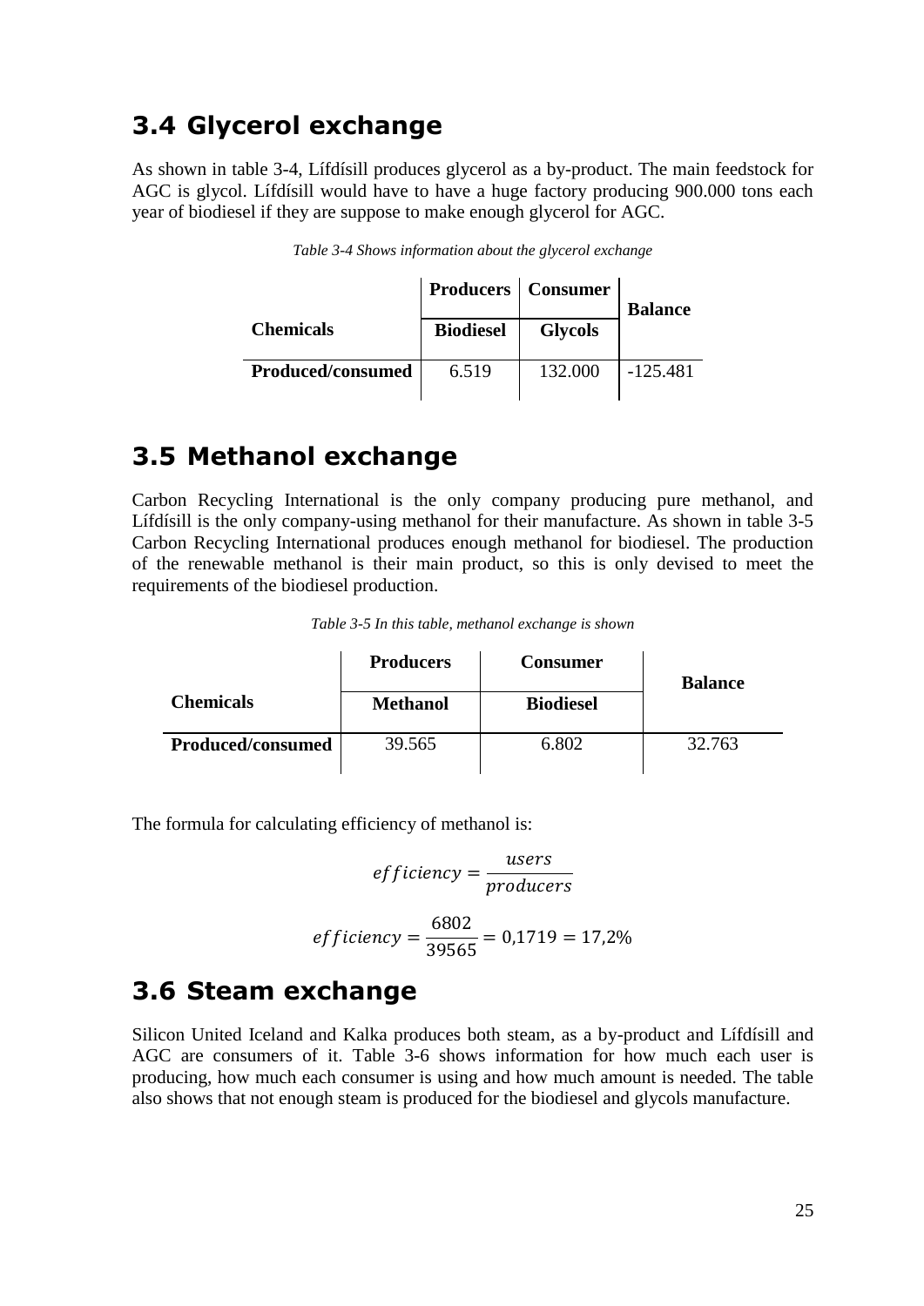## 3.4 Glycerol exchange

As shown in table 3-4, Lífdísill produces glycerol as a by-product. The main feedstock for AGC is glycol. Lífdísill would have to have a huge factory producing 900.000 tons each year of biodiesel if they are suppose to make enough glycerol for AGC.

*Table 3-4 Shows information about the glycerol exchange*

| | Producers | Consumer | Balance |
|---|---|---|---|
| **Chemicals** | **Biodiesel** | **Glycols** | |
| **Produced/consumed** | 6.519 | 132.000 | -125.481 |

## 3.5 Methanol exchange

Carbon Recycling International is the only company producing pure methanol, and Lífdísill is the only company-using methanol for their manufacture. As shown in table 3-5 Carbon Recycling International produces enough methanol for biodiesel. The production of the renewable methanol is their main product, so this is only devised to meet the requirements of the biodiesel production.

*Table 3-5 In this table, methanol exchange is shown*

| | Producers | Consumer | Balance |
|---|---|---|---|
| **Chemicals** | **Methanol** | **Biodiesel** | |
| **Produced/consumed** | 39.565 | 6.802 | 32.763 |

The formula for calculating efficiency of methanol is:

$$efficiency = \frac{users}{producers}$$

$$efficiency = \frac{6802}{39565} = 0{,}1719 = 17{,}2\%$$

## 3.6 Steam exchange

Silicon United Iceland and Kalka produces both steam, as a by-product and Lífdísill and AGC are consumers of it. Table 3-6 shows information for how much each user is producing, how much each consumer is using and how much amount is needed. The table also shows that not enough steam is produced for the biodiesel and glycols manufacture.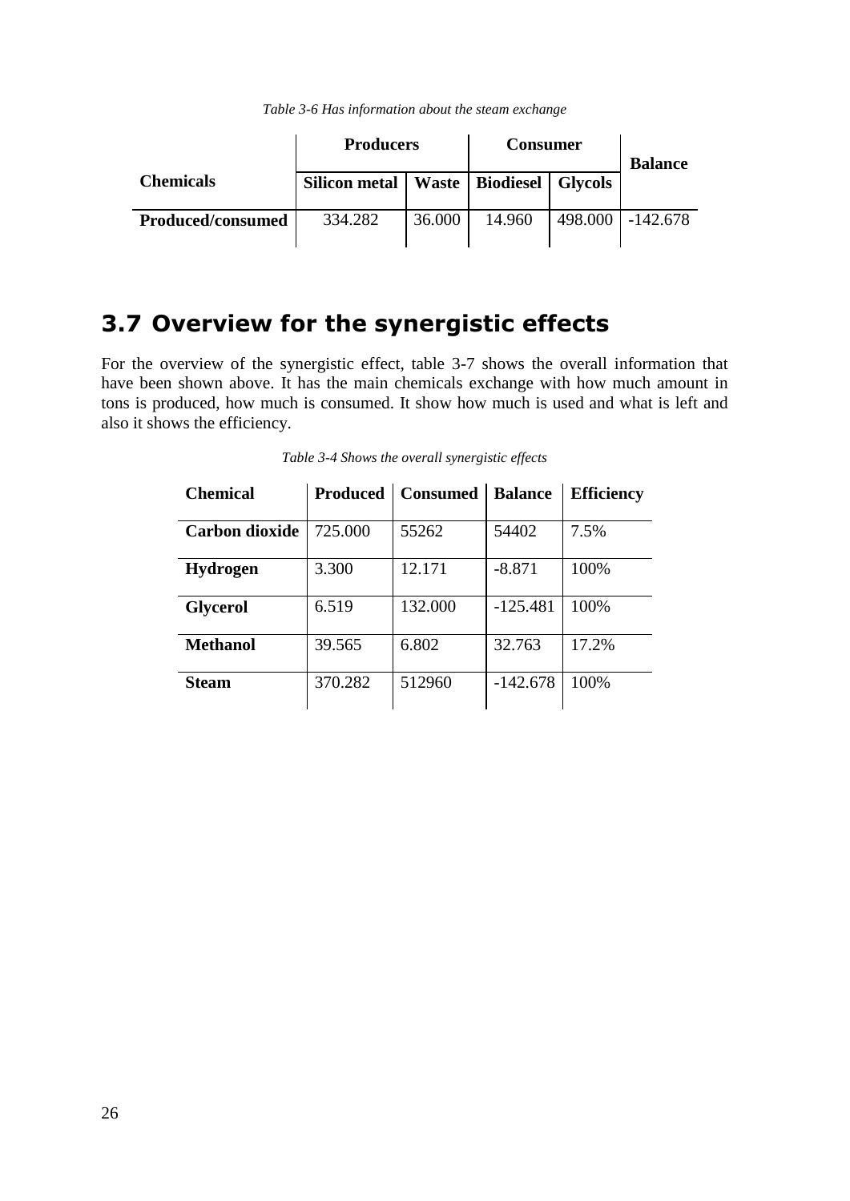*Table 3-6 Has information about the steam exchange*

| | Producers | | Consumer | | Balance |
|---|---|---|---|---|---|
| **Chemicals** | **Silicon metal** | **Waste** | **Biodiesel** | **Glycols** | |
| **Produced/consumed** | 334.282 | 36.000 | 14.960 | 498.000 | -142.678 |

## 3.7 Overview for the synergistic effects

For the overview of the synergistic effect, table 3-7 shows the overall information that have been shown above. It has the main chemicals exchange with how much amount in tons is produced, how much is consumed. It show how much is used and what is left and also it shows the efficiency.

*Table 3-4 Shows the overall synergistic effects*

| Chemical | Produced | Consumed | Balance | Efficiency |
|---|---|---|---|---|
| **Carbon dioxide** | 725.000 | 55262 | 54402 | 7.5% |
| **Hydrogen** | 3.300 | 12.171 | -8.871 | 100% |
| **Glycerol** | 6.519 | 132.000 | -125.481 | 100% |
| **Methanol** | 39.565 | 6.802 | 32.763 | 17.2% |
| **Steam** | 370.282 | 512960 | -142.678 | 100% |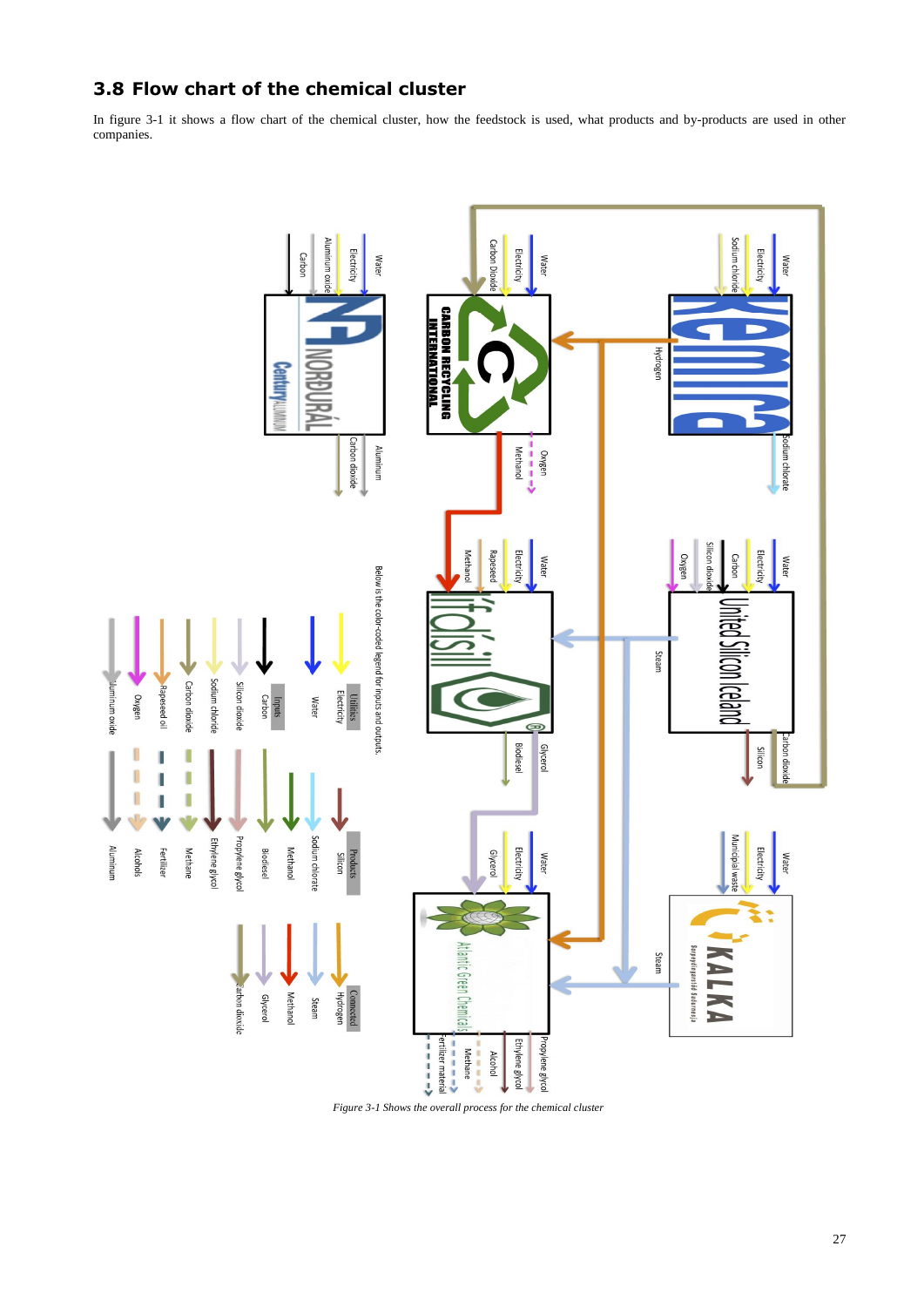## 3.8 Flow chart of the chemical cluster

In figure 3-1 it shows a flow chart of the chemical cluster, how the feedstock is used, what products and by-products are used in other companies.

*Figure 3-1 Shows the overall process for the chemical cluster*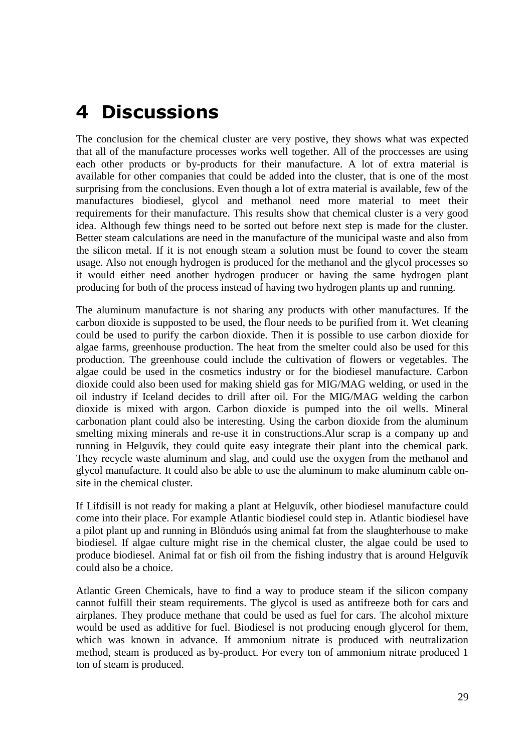# 4 Discussions

The conclusion for the chemical cluster are very postive, they shows what was expected that all of the manufacture processes works well together. All of the proccesses are using each other products or by-products for their manufacture. A lot of extra material is available for other companies that could be added into the cluster, that is one of the most surprising from the conclusions. Even though a lot of extra material is available, few of the manufactures biodiesel, glycol and methanol need more material to meet their requirements for their manufacture. This results show that chemical cluster is a very good idea. Although few things need to be sorted out before next step is made for the cluster. Better steam calculations are need in the manufacture of the municipal waste and also from the silicon metal. If it is not enough steam a solution must be found to cover the steam usage. Also not enough hydrogen is produced for the methanol and the glycol processes so it would either need another hydrogen producer or having the same hydrogen plant producing for both of the process instead of having two hydrogen plants up and running.

The aluminum manufacture is not sharing any products with other manufactures. If the carbon dioxide is supposted to be used, the flour needs to be purified from it. Wet cleaning could be used to purify the carbon dioxide. Then it is possible to use carbon dioxide for algae farms, greenhouse production. The heat from the smelter could also be used for this production. The greenhouse could include the cultivation of flowers or vegetables. The algae could be used in the cosmetics industry or for the biodiesel manufacture. Carbon dioxide could also been used for making shield gas for MIG/MAG welding, or used in the oil industry if Iceland decides to drill after oil. For the MIG/MAG welding the carbon dioxide is mixed with argon. Carbon dioxide is pumped into the oil wells. Mineral carbonation plant could also be interesting. Using the carbon dioxide from the aluminum smelting mixing minerals and re-use it in constructions.Alur scrap is a company up and running in Helguvík, they could quite easy integrate their plant into the chemical park. They recycle waste aluminum and slag, and could use the oxygen from the methanol and glycol manufacture. It could also be able to use the aluminum to make aluminum cable on-site in the chemical cluster.

If Lífdísill is not ready for making a plant at Helguvík, other biodiesel manufacture could come into their place. For example Atlantic biodiesel could step in. Atlantic biodiesel have a pilot plant up and running in Blönduós using animal fat from the slaughterhouse to make biodiesel. If algae culture might rise in the chemical cluster, the algae could be used to produce biodiesel. Animal fat or fish oil from the fishing industry that is around Helguvík could also be a choice.

Atlantic Green Chemicals, have to find a way to produce steam if the silicon company cannot fulfill their steam requirements. The glycol is used as antifreeze both for cars and airplanes. They produce methane that could be used as fuel for cars. The alcohol mixture would be used as additive for fuel. Biodiesel is not producing enough glycerol for them, which was known in advance. If ammonium nitrate is produced with neutralization method, steam is produced as by-product. For every ton of ammonium nitrate produced 1 ton of steam is produced.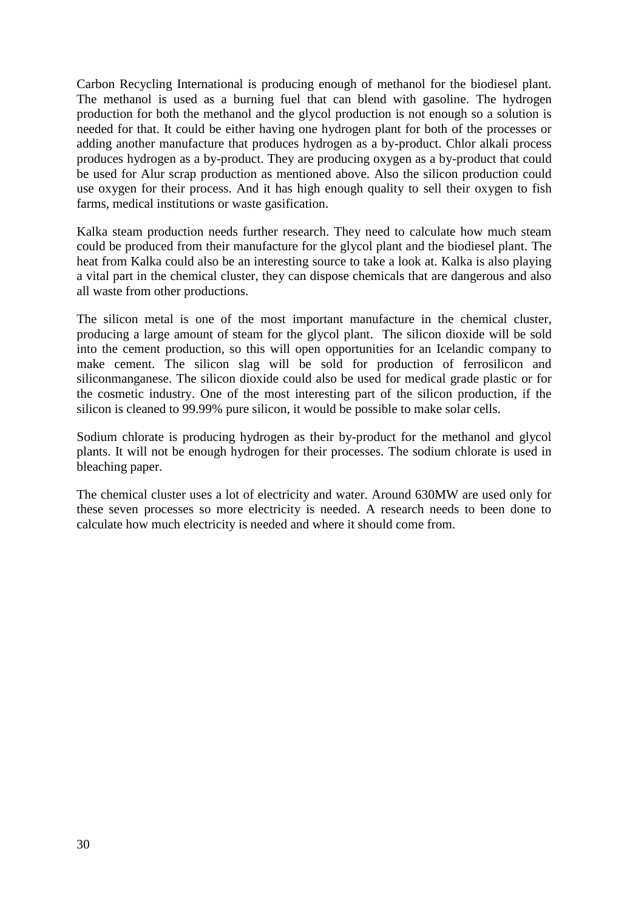Carbon Recycling International is producing enough of methanol for the biodiesel plant. The methanol is used as a burning fuel that can blend with gasoline. The hydrogen production for both the methanol and the glycol production is not enough so a solution is needed for that. It could be either having one hydrogen plant for both of the processes or adding another manufacture that produces hydrogen as a by-product. Chlor alkali process produces hydrogen as a by-product. They are producing oxygen as a by-product that could be used for Alur scrap production as mentioned above. Also the silicon production could use oxygen for their process. And it has high enough quality to sell their oxygen to fish farms, medical institutions or waste gasification.

Kalka steam production needs further research. They need to calculate how much steam could be produced from their manufacture for the glycol plant and the biodiesel plant. The heat from Kalka could also be an interesting source to take a look at. Kalka is also playing a vital part in the chemical cluster, they can dispose chemicals that are dangerous and also all waste from other productions.

The silicon metal is one of the most important manufacture in the chemical cluster, producing a large amount of steam for the glycol plant. The silicon dioxide will be sold into the cement production, so this will open opportunities for an Icelandic company to make cement. The silicon slag will be sold for production of ferrosilicon and siliconmanganese. The silicon dioxide could also be used for medical grade plastic or for the cosmetic industry. One of the most interesting part of the silicon production, if the silicon is cleaned to 99.99% pure silicon, it would be possible to make solar cells.

Sodium chlorate is producing hydrogen as their by-product for the methanol and glycol plants. It will not be enough hydrogen for their processes. The sodium chlorate is used in bleaching paper.

The chemical cluster uses a lot of electricity and water. Around 630MW are used only for these seven processes so more electricity is needed. A research needs to been done to calculate how much electricity is needed and where it should come from.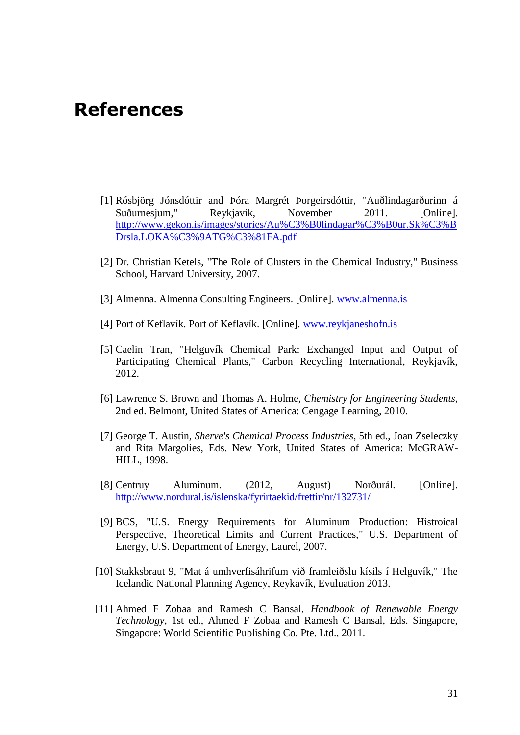# References

[1] Rósbjörg Jónsdóttir and Þóra Margrét Þorgeirsdóttir, "Auðlindagarðurinn á Suðurnesjum," Reykjavik, November 2011. [Online]. http://www.gekon.is/images/stories/Au%C3%B0lindagar%C3%B0ur.Sk%C3%BDrsla.LOKA%C3%9ATG%C3%81FA.pdf

[2] Dr. Christian Ketels, "The Role of Clusters in the Chemical Industry," Business School, Harvard University, 2007.

[3] Almenna. Almenna Consulting Engineers. [Online]. www.almenna.is

[4] Port of Keflavík. Port of Keflavík. [Online]. www.reykjaneshofn.is

[5] Caelin Tran, "Helguvík Chemical Park: Exchanged Input and Output of Participating Chemical Plants," Carbon Recycling International, Reykjavík, 2012.

[6] Lawrence S. Brown and Thomas A. Holme, *Chemistry for Engineering Students*, 2nd ed. Belmont, United States of America: Cengage Learning, 2010.

[7] George T. Austin, *Sherve's Chemical Process Industries*, 5th ed., Joan Zseleczky and Rita Margolies, Eds. New York, United States of America: McGRAW-HILL, 1998.

[8] Centruy Aluminum. (2012, August) Norðurál. [Online]. http://www.nordural.is/islenska/fyrirtaekid/frettir/nr/132731/

[9] BCS, "U.S. Energy Requirements for Aluminum Production: Histroical Perspective, Theoretical Limits and Current Practices," U.S. Department of Energy, U.S. Department of Energy, Laurel, 2007.

[10] Stakksbraut 9, "Mat á umhverfisáhrifum við framleiðslu kísils í Helguvík," The Icelandic National Planning Agency, Reykavík, Evuluation 2013.

[11] Ahmed F Zobaa and Ramesh C Bansal, *Handbook of Renewable Energy Technology*, 1st ed., Ahmed F Zobaa and Ramesh C Bansal, Eds. Singapore, Singapore: World Scientific Publishing Co. Pte. Ltd., 2011.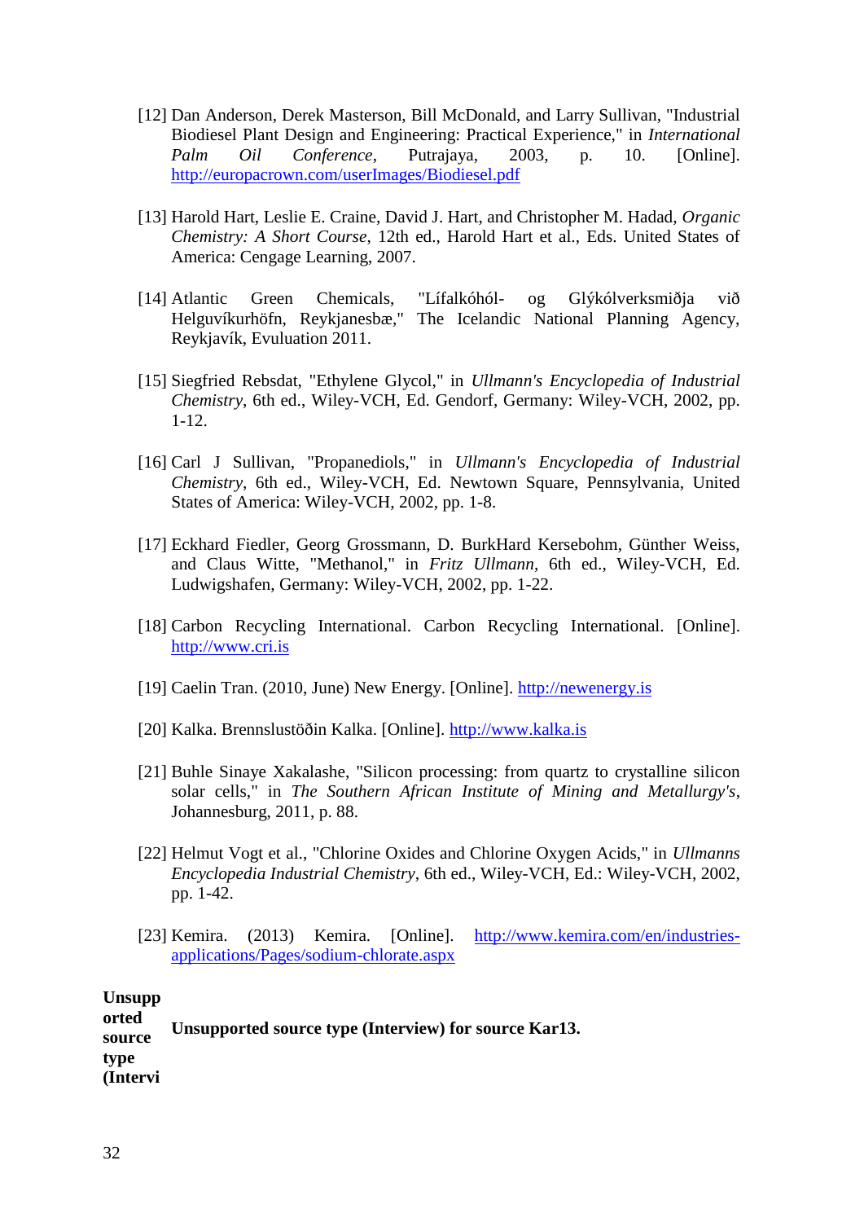[12] Dan Anderson, Derek Masterson, Bill McDonald, and Larry Sullivan, "Industrial Biodiesel Plant Design and Engineering: Practical Experience," in *International Palm Oil Conference*, Putrajaya, 2003, p. 10. [Online]. http://europacrown.com/userImages/Biodiesel.pdf

[13] Harold Hart, Leslie E. Craine, David J. Hart, and Christopher M. Hadad, *Organic Chemistry: A Short Course*, 12th ed., Harold Hart et al., Eds. United States of America: Cengage Learning, 2007.

[14] Atlantic Green Chemicals, "Lífalkóhól- og Glýkólverksmiðja við Helguvíkurhöfn, Reykjanesbæ," The Icelandic National Planning Agency, Reykjavík, Evuluation 2011.

[15] Siegfried Rebsdat, "Ethylene Glycol," in *Ullmann's Encyclopedia of Industrial Chemistry*, 6th ed., Wiley-VCH, Ed. Gendorf, Germany: Wiley-VCH, 2002, pp. 1-12.

[16] Carl J Sullivan, "Propanediols," in *Ullmann's Encyclopedia of Industrial Chemistry*, 6th ed., Wiley-VCH, Ed. Newtown Square, Pennsylvania, United States of America: Wiley-VCH, 2002, pp. 1-8.

[17] Eckhard Fiedler, Georg Grossmann, D. BurkHard Kersebohm, Günther Weiss, and Claus Witte, "Methanol," in *Fritz Ullmann*, 6th ed., Wiley-VCH, Ed. Ludwigshafen, Germany: Wiley-VCH, 2002, pp. 1-22.

[18] Carbon Recycling International. Carbon Recycling International. [Online]. http://www.cri.is

[19] Caelin Tran. (2010, June) New Energy. [Online]. http://newenergy.is

[20] Kalka. Brennslustöðin Kalka. [Online]. http://www.kalka.is

[21] Buhle Sinaye Xakalashe, "Silicon processing: from quartz to crystalline silicon solar cells," in *The Southern African Institute of Mining and Metallurgy's*, Johannesburg, 2011, p. 88.

[22] Helmut Vogt et al., "Chlorine Oxides and Chlorine Oxygen Acids," in *Ullmanns Encyclopedia Industrial Chemistry*, 6th ed., Wiley-VCH, Ed.: Wiley-VCH, 2002, pp. 1-42.

[23] Kemira. (2013) Kemira. [Online]. http://www.kemira.com/en/industries-applications/Pages/sodium-chlorate.aspx

**Unsupported source type (Intervi** **Unsupported source type (Interview) for source Kar13.**